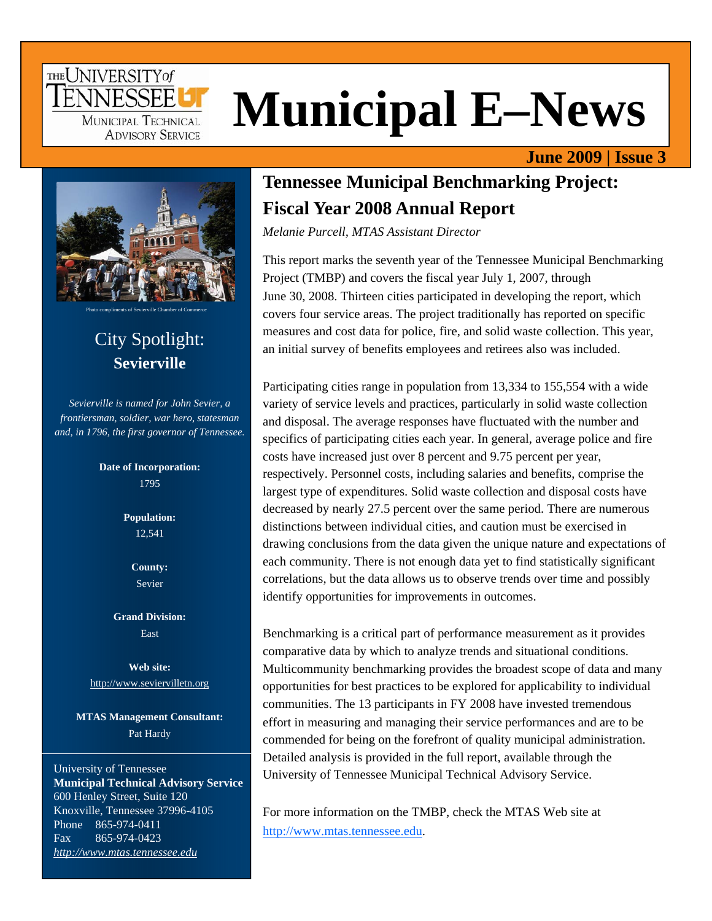# Municipal E–News

The University of Tennessee Municipal Technical Advisory Service

**June 2009 | Issue 3**

Photo compliments of Sevierville Chamber of Commerce

## City Spotlight: **Sevierville**

*Sevierville is named for John Sevier, a frontiersman, soldier, war hero, statesman and, in 1796, the first governor of Tennessee.*

**Date of Incorporation:**
1795

**Population:**
12,541

**County:**
Sevier

**Grand Division:**
East

**Web site:**
http://www.seviervilletn.org

**MTAS Management Consultant:**
Pat Hardy

University of Tennessee
**Municipal Technical Advisory Service**
600 Henley Street, Suite 120
Knoxville, Tennessee 37996-4105
Phone 865-974-0411
Fax 865-974-0423
*http://www.mtas.tennessee.edu*

## Tennessee Municipal Benchmarking Project: Fiscal Year 2008 Annual Report

*Melanie Purcell, MTAS Assistant Director*

This report marks the seventh year of the Tennessee Municipal Benchmarking Project (TMBP) and covers the fiscal year July 1, 2007, through June 30, 2008. Thirteen cities participated in developing the report, which covers four service areas. The project traditionally has reported on specific measures and cost data for police, fire, and solid waste collection. This year, an initial survey of benefits employees and retirees also was included.

Participating cities range in population from 13,334 to 155,554 with a wide variety of service levels and practices, particularly in solid waste collection and disposal. The average responses have fluctuated with the number and specifics of participating cities each year. In general, average police and fire costs have increased just over 8 percent and 9.75 percent per year, respectively. Personnel costs, including salaries and benefits, comprise the largest type of expenditures. Solid waste collection and disposal costs have decreased by nearly 27.5 percent over the same period. There are numerous distinctions between individual cities, and caution must be exercised in drawing conclusions from the data given the unique nature and expectations of each community. There is not enough data yet to find statistically significant correlations, but the data allows us to observe trends over time and possibly identify opportunities for improvements in outcomes.

Benchmarking is a critical part of performance measurement as it provides comparative data by which to analyze trends and situational conditions. Multicommunity benchmarking provides the broadest scope of data and many opportunities for best practices to be explored for applicability to individual communities. The 13 participants in FY 2008 have invested tremendous effort in measuring and managing their service performances and are to be commended for being on the forefront of quality municipal administration. Detailed analysis is provided in the full report, available through the University of Tennessee Municipal Technical Advisory Service.

For more information on the TMBP, check the MTAS Web site at http://www.mtas.tennessee.edu.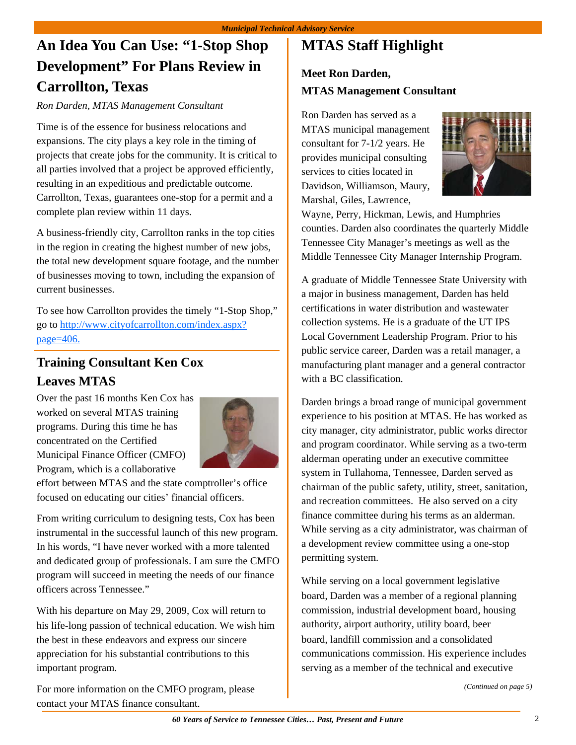# An Idea You Can Use: "1-Stop Shop Development" For Plans Review in Carrollton, Texas

*Ron Darden, MTAS Management Consultant*

Time is of the essence for business relocations and expansions. The city plays a key role in the timing of projects that create jobs for the community. It is critical to all parties involved that a project be approved efficiently, resulting in an expeditious and predictable outcome. Carrollton, Texas, guarantees one-stop for a permit and a complete plan review within 11 days.

A business-friendly city, Carrollton ranks in the top cities in the region in creating the highest number of new jobs, the total new development square footage, and the number of businesses moving to town, including the expansion of current businesses.

To see how Carrollton provides the timely "1-Stop Shop," go to http://www.cityofcarrollton.com/index.aspx?page=406.

## Training Consultant Ken Cox Leaves MTAS

Over the past 16 months Ken Cox has worked on several MTAS training programs. During this time he has concentrated on the Certified Municipal Finance Officer (CMFO) Program, which is a collaborative effort between MTAS and the state comptroller's office focused on educating our cities' financial officers.

From writing curriculum to designing tests, Cox has been instrumental in the successful launch of this new program. In his words, "I have never worked with a more talented and dedicated group of professionals. I am sure the CMFO program will succeed in meeting the needs of our finance officers across Tennessee."

With his departure on May 29, 2009, Cox will return to his life-long passion of technical education. We wish him the best in these endeavors and express our sincere appreciation for his substantial contributions to this important program.

For more information on the CMFO program, please contact your MTAS finance consultant.

# MTAS Staff Highlight

### Meet Ron Darden, MTAS Management Consultant

Ron Darden has served as a MTAS municipal management consultant for 7-1/2 years. He provides municipal consulting services to cities located in Davidson, Williamson, Maury, Marshal, Giles, Lawrence, Wayne, Perry, Hickman, Lewis, and Humphries counties. Darden also coordinates the quarterly Middle Tennessee City Manager's meetings as well as the Middle Tennessee City Manager Internship Program.

A graduate of Middle Tennessee State University with a major in business management, Darden has held certifications in water distribution and wastewater collection systems. He is a graduate of the UT IPS Local Government Leadership Program. Prior to his public service career, Darden was a retail manager, a manufacturing plant manager and a general contractor with a BC classification.

Darden brings a broad range of municipal government experience to his position at MTAS. He has worked as city manager, city administrator, public works director and program coordinator. While serving as a two-term alderman operating under an executive committee system in Tullahoma, Tennessee, Darden served as chairman of the public safety, utility, street, sanitation, and recreation committees. He also served on a city finance committee during his terms as an alderman. While serving as a city administrator, was chairman of a development review committee using a one-stop permitting system.

While serving on a local government legislative board, Darden was a member of a regional planning commission, industrial development board, housing authority, airport authority, utility board, beer board, landfill commission and a consolidated communications commission. His experience includes serving as a member of the technical and executive

*(Continued on page 5)*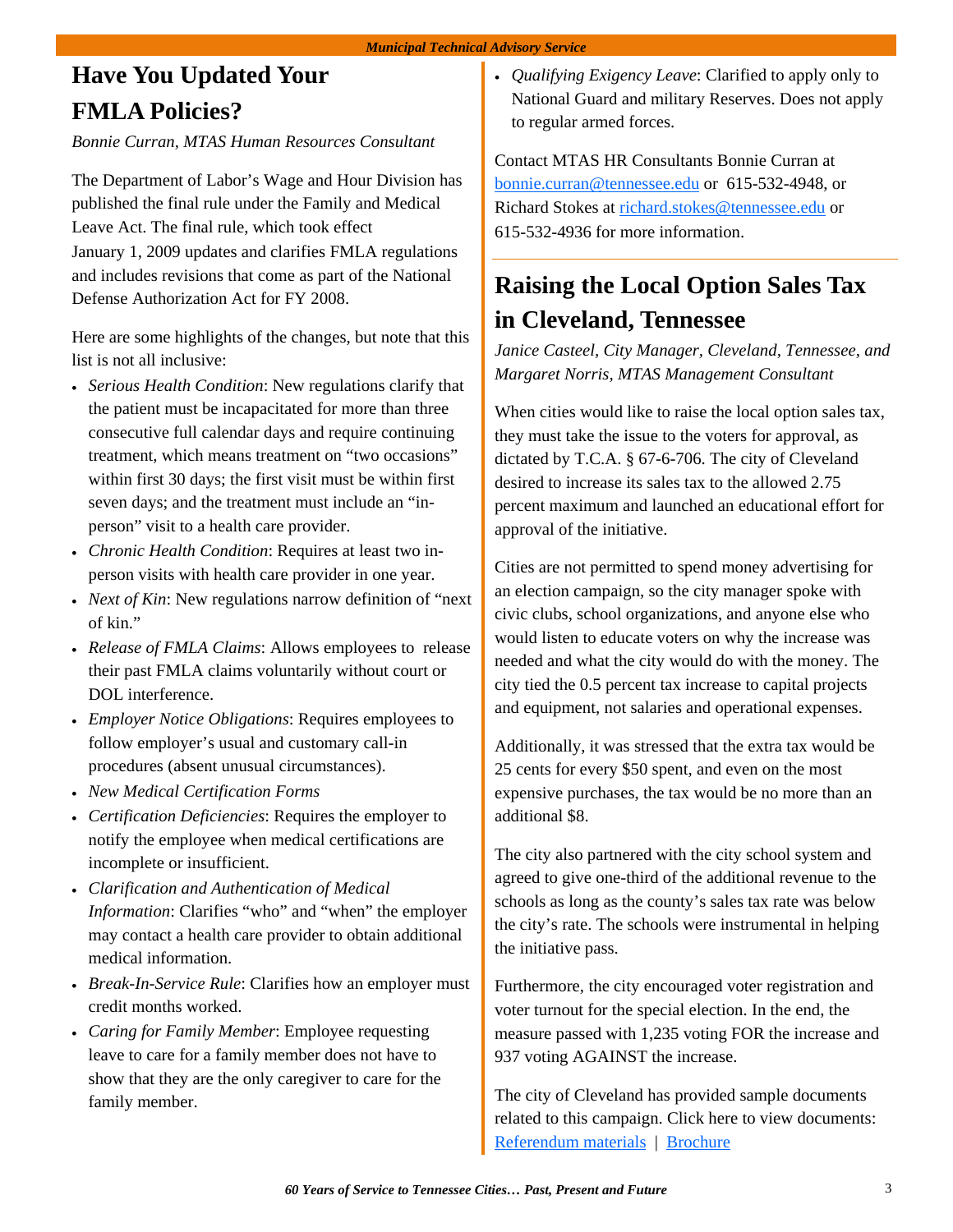## Have You Updated Your FMLA Policies?

*Bonnie Curran, MTAS Human Resources Consultant*

The Department of Labor's Wage and Hour Division has published the final rule under the Family and Medical Leave Act. The final rule, which took effect January 1, 2009 updates and clarifies FMLA regulations and includes revisions that come as part of the National Defense Authorization Act for FY 2008.

Here are some highlights of the changes, but note that this list is not all inclusive:

- *Serious Health Condition*: New regulations clarify that the patient must be incapacitated for more than three consecutive full calendar days and require continuing treatment, which means treatment on "two occasions" within first 30 days; the first visit must be within first seven days; and the treatment must include an "in-person" visit to a health care provider.
- *Chronic Health Condition*: Requires at least two in-person visits with health care provider in one year.
- *Next of Kin*: New regulations narrow definition of "next of kin."
- *Release of FMLA Claims*: Allows employees to release their past FMLA claims voluntarily without court or DOL interference.
- *Employer Notice Obligations*: Requires employees to follow employer's usual and customary call-in procedures (absent unusual circumstances).
- *New Medical Certification Forms*
- *Certification Deficiencies*: Requires the employer to notify the employee when medical certifications are incomplete or insufficient.
- *Clarification and Authentication of Medical Information*: Clarifies "who" and "when" the employer may contact a health care provider to obtain additional medical information.
- *Break-In-Service Rule*: Clarifies how an employer must credit months worked.
- *Caring for Family Member*: Employee requesting leave to care for a family member does not have to show that they are the only caregiver to care for the family member.
- *Qualifying Exigency Leave*: Clarified to apply only to National Guard and military Reserves. Does not apply to regular armed forces.

Contact MTAS HR Consultants Bonnie Curran at bonnie.curran@tennessee.edu or 615-532-4948, or Richard Stokes at richard.stokes@tennessee.edu or 615-532-4936 for more information.

## Raising the Local Option Sales Tax in Cleveland, Tennessee

*Janice Casteel, City Manager, Cleveland, Tennessee, and Margaret Norris, MTAS Management Consultant*

When cities would like to raise the local option sales tax, they must take the issue to the voters for approval, as dictated by T.C.A. § 67-6-706. The city of Cleveland desired to increase its sales tax to the allowed 2.75 percent maximum and launched an educational effort for approval of the initiative.

Cities are not permitted to spend money advertising for an election campaign, so the city manager spoke with civic clubs, school organizations, and anyone else who would listen to educate voters on why the increase was needed and what the city would do with the money. The city tied the 0.5 percent tax increase to capital projects and equipment, not salaries and operational expenses.

Additionally, it was stressed that the extra tax would be 25 cents for every $50 spent, and even on the most expensive purchases, the tax would be no more than an additional $8.

The city also partnered with the city school system and agreed to give one-third of the additional revenue to the schools as long as the county's sales tax rate was below the city's rate. The schools were instrumental in helping the initiative pass.

Furthermore, the city encouraged voter registration and voter turnout for the special election. In the end, the measure passed with 1,235 voting FOR the increase and 937 voting AGAINST the increase.

The city of Cleveland has provided sample documents related to this campaign. Click here to view documents: Referendum materials | Brochure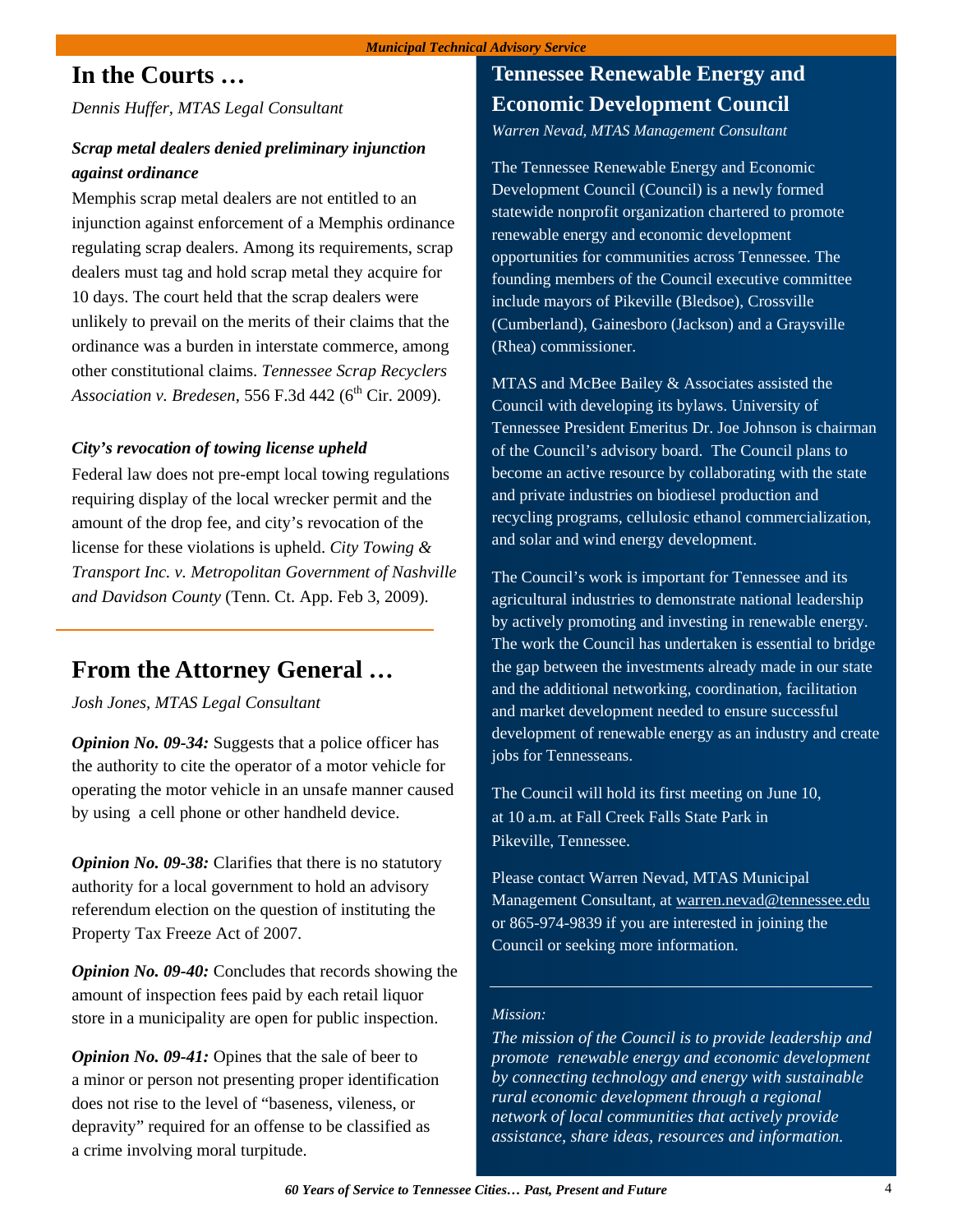## In the Courts …

*Dennis Huffer, MTAS Legal Consultant*

### *Scrap metal dealers denied preliminary injunction against ordinance*

Memphis scrap metal dealers are not entitled to an injunction against enforcement of a Memphis ordinance regulating scrap dealers. Among its requirements, scrap dealers must tag and hold scrap metal they acquire for 10 days. The court held that the scrap dealers were unlikely to prevail on the merits of their claims that the ordinance was a burden in interstate commerce, among other constitutional claims. *Tennessee Scrap Recyclers Association v. Bredesen*, 556 F.3d 442 (6th Cir. 2009).

### *City's revocation of towing license upheld*

Federal law does not pre-empt local towing regulations requiring display of the local wrecker permit and the amount of the drop fee, and city's revocation of the license for these violations is upheld. *City Towing & Transport Inc. v. Metropolitan Government of Nashville and Davidson County* (Tenn. Ct. App. Feb 3, 2009).

## From the Attorney General …

*Josh Jones, MTAS Legal Consultant*

***Opinion No. 09-34:*** Suggests that a police officer has the authority to cite the operator of a motor vehicle for operating the motor vehicle in an unsafe manner caused by using a cell phone or other handheld device.

***Opinion No. 09-38:*** Clarifies that there is no statutory authority for a local government to hold an advisory referendum election on the question of instituting the Property Tax Freeze Act of 2007.

***Opinion No. 09-40:*** Concludes that records showing the amount of inspection fees paid by each retail liquor store in a municipality are open for public inspection.

***Opinion No. 09-41:*** Opines that the sale of beer to a minor or person not presenting proper identification does not rise to the level of "baseness, vileness, or depravity" required for an offense to be classified as a crime involving moral turpitude.

## Tennessee Renewable Energy and Economic Development Council

*Warren Nevad, MTAS Management Consultant*

The Tennessee Renewable Energy and Economic Development Council (Council) is a newly formed statewide nonprofit organization chartered to promote renewable energy and economic development opportunities for communities across Tennessee. The founding members of the Council executive committee include mayors of Pikeville (Bledsoe), Crossville (Cumberland), Gainesboro (Jackson) and a Graysville (Rhea) commissioner.

MTAS and McBee Bailey & Associates assisted the Council with developing its bylaws. University of Tennessee President Emeritus Dr. Joe Johnson is chairman of the Council's advisory board. The Council plans to become an active resource by collaborating with the state and private industries on biodiesel production and recycling programs, cellulosic ethanol commercialization, and solar and wind energy development.

The Council's work is important for Tennessee and its agricultural industries to demonstrate national leadership by actively promoting and investing in renewable energy. The work the Council has undertaken is essential to bridge the gap between the investments already made in our state and the additional networking, coordination, facilitation and market development needed to ensure successful development of renewable energy as an industry and create jobs for Tennesseans.

The Council will hold its first meeting on June 10, at 10 a.m. at Fall Creek Falls State Park in Pikeville, Tennessee.

Please contact Warren Nevad, MTAS Municipal Management Consultant, at warren.nevad@tennessee.edu or 865-974-9839 if you are interested in joining the Council or seeking more information.

*Mission:*

*The mission of the Council is to provide leadership and promote renewable energy and economic development by connecting technology and energy with sustainable rural economic development through a regional network of local communities that actively provide assistance, share ideas, resources and information.*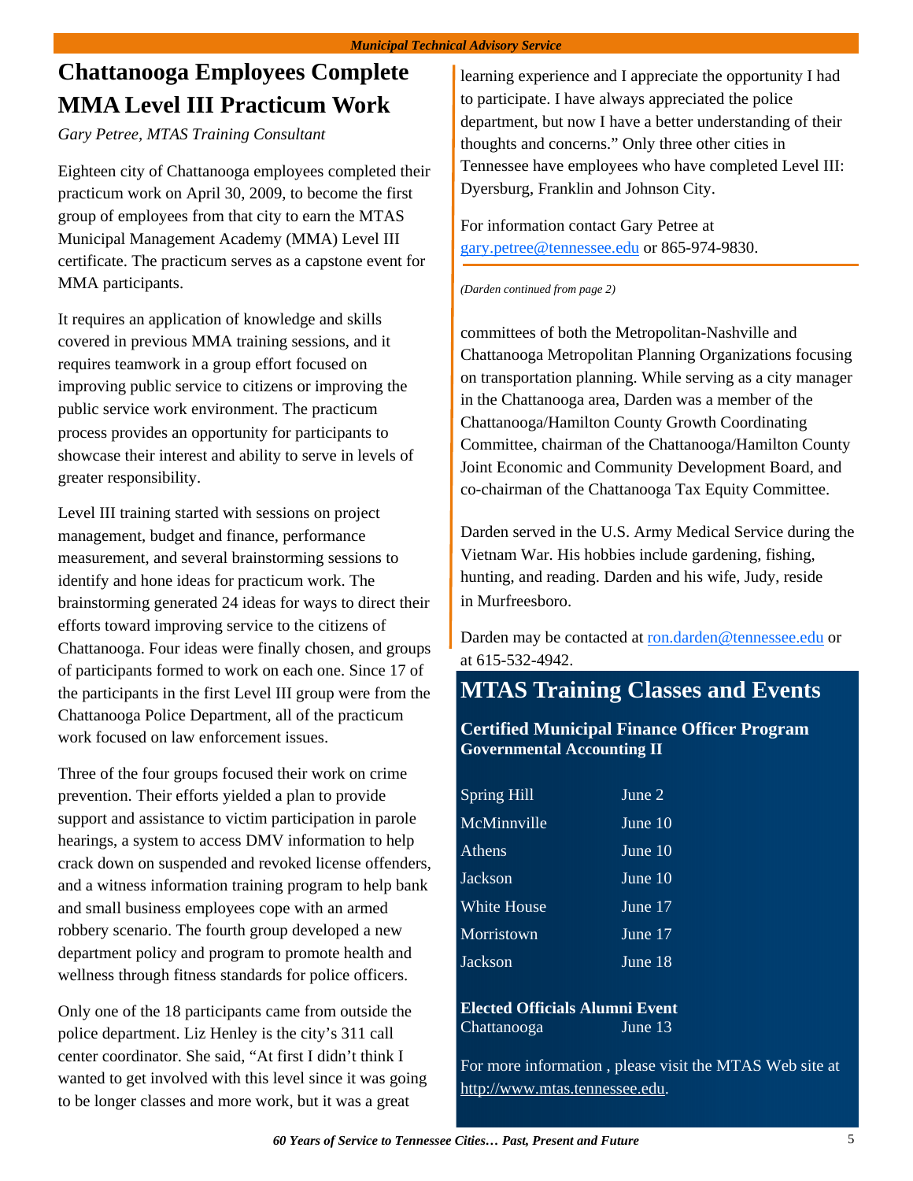## Chattanooga Employees Complete MMA Level III Practicum Work

*Gary Petree, MTAS Training Consultant*

Eighteen city of Chattanooga employees completed their practicum work on April 30, 2009, to become the first group of employees from that city to earn the MTAS Municipal Management Academy (MMA) Level III certificate. The practicum serves as a capstone event for MMA participants.

It requires an application of knowledge and skills covered in previous MMA training sessions, and it requires teamwork in a group effort focused on improving public service to citizens or improving the public service work environment. The practicum process provides an opportunity for participants to showcase their interest and ability to serve in levels of greater responsibility.

Level III training started with sessions on project management, budget and finance, performance measurement, and several brainstorming sessions to identify and hone ideas for practicum work. The brainstorming generated 24 ideas for ways to direct their efforts toward improving service to the citizens of Chattanooga. Four ideas were finally chosen, and groups of participants formed to work on each one. Since 17 of the participants in the first Level III group were from the Chattanooga Police Department, all of the practicum work focused on law enforcement issues.

Three of the four groups focused their work on crime prevention. Their efforts yielded a plan to provide support and assistance to victim participation in parole hearings, a system to access DMV information to help crack down on suspended and revoked license offenders, and a witness information training program to help bank and small business employees cope with an armed robbery scenario. The fourth group developed a new department policy and program to promote health and wellness through fitness standards for police officers.

Only one of the 18 participants came from outside the police department. Liz Henley is the city's 311 call center coordinator. She said, "At first I didn't think I wanted to get involved with this level since it was going to be longer classes and more work, but it was a great learning experience and I appreciate the opportunity I had to participate. I have always appreciated the police department, but now I have a better understanding of their thoughts and concerns." Only three other cities in Tennessee have employees who have completed Level III: Dyersburg, Franklin and Johnson City.

For information contact Gary Petree at gary.petree@tennessee.edu or 865-974-9830.

*(Darden continued from page 2)*

committees of both the Metropolitan-Nashville and Chattanooga Metropolitan Planning Organizations focusing on transportation planning. While serving as a city manager in the Chattanooga area, Darden was a member of the Chattanooga/Hamilton County Growth Coordinating Committee, chairman of the Chattanooga/Hamilton County Joint Economic and Community Development Board, and co-chairman of the Chattanooga Tax Equity Committee.

Darden served in the U.S. Army Medical Service during the Vietnam War. His hobbies include gardening, fishing, hunting, and reading. Darden and his wife, Judy, reside in Murfreesboro.

Darden may be contacted at ron.darden@tennessee.edu or at 615-532-4942.

## MTAS Training Classes and Events

**Certified Municipal Finance Officer Program**
**Governmental Accounting II**

| | |
|---|---|
| Spring Hill | June 2 |
| McMinnville | June 10 |
| Athens | June 10 |
| Jackson | June 10 |
| White House | June 17 |
| Morristown | June 17 |
| Jackson | June 18 |

**Elected Officials Alumni Event**
Chattanooga June 13

For more information , please visit the MTAS Web site at http://www.mtas.tennessee.edu.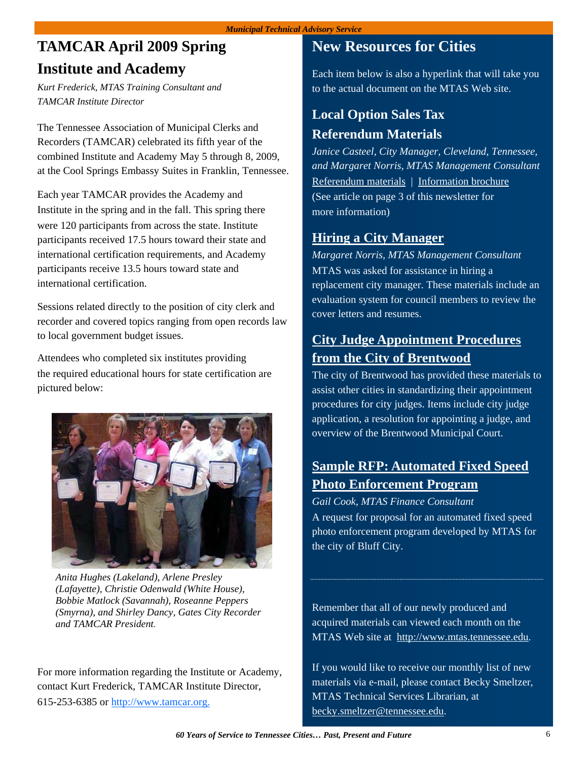## TAMCAR April 2009 Spring Institute and Academy

*Kurt Frederick, MTAS Training Consultant and TAMCAR Institute Director*

The Tennessee Association of Municipal Clerks and Recorders (TAMCAR) celebrated its fifth year of the combined Institute and Academy May 5 through 8, 2009, at the Cool Springs Embassy Suites in Franklin, Tennessee.

Each year TAMCAR provides the Academy and Institute in the spring and in the fall. This spring there were 120 participants from across the state. Institute participants received 17.5 hours toward their state and international certification requirements, and Academy participants receive 13.5 hours toward state and international certification.

Sessions related directly to the position of city clerk and recorder and covered topics ranging from open records law to local government budget issues.

Attendees who completed six institutes providing the required educational hours for state certification are pictured below:

*Anita Hughes (Lakeland), Arlene Presley (Lafayette), Christie Odenwald (White House), Bobbie Matlock (Savannah), Roseanne Peppers (Smyrna), and Shirley Dancy, Gates City Recorder and TAMCAR President.*

For more information regarding the Institute or Academy, contact Kurt Frederick, TAMCAR Institute Director, 615-253-6385 or http://www.tamcar.org.

## New Resources for Cities

Each item below is also a hyperlink that will take you to the actual document on the MTAS Web site.

### Local Option Sales Tax Referendum Materials

*Janice Casteel, City Manager, Cleveland, Tennessee, and Margaret Norris, MTAS Management Consultant*

Referendum materials | Information brochure

(See article on page 3 of this newsletter for more information)

### Hiring a City Manager

*Margaret Norris, MTAS Management Consultant*

MTAS was asked for assistance in hiring a replacement city manager. These materials include an evaluation system for council members to review the cover letters and resumes.

### City Judge Appointment Procedures from the City of Brentwood

The city of Brentwood has provided these materials to assist other cities in standardizing their appointment procedures for city judges. Items include city judge application, a resolution for appointing a judge, and overview of the Brentwood Municipal Court.

### Sample RFP: Automated Fixed Speed Photo Enforcement Program

*Gail Cook, MTAS Finance Consultant*

A request for proposal for an automated fixed speed photo enforcement program developed by MTAS for the city of Bluff City.

---

Remember that all of our newly produced and acquired materials can viewed each month on the MTAS Web site at http://www.mtas.tennessee.edu.

If you would like to receive our monthly list of new materials via e-mail, please contact Becky Smeltzer, MTAS Technical Services Librarian, at becky.smeltzer@tennessee.edu.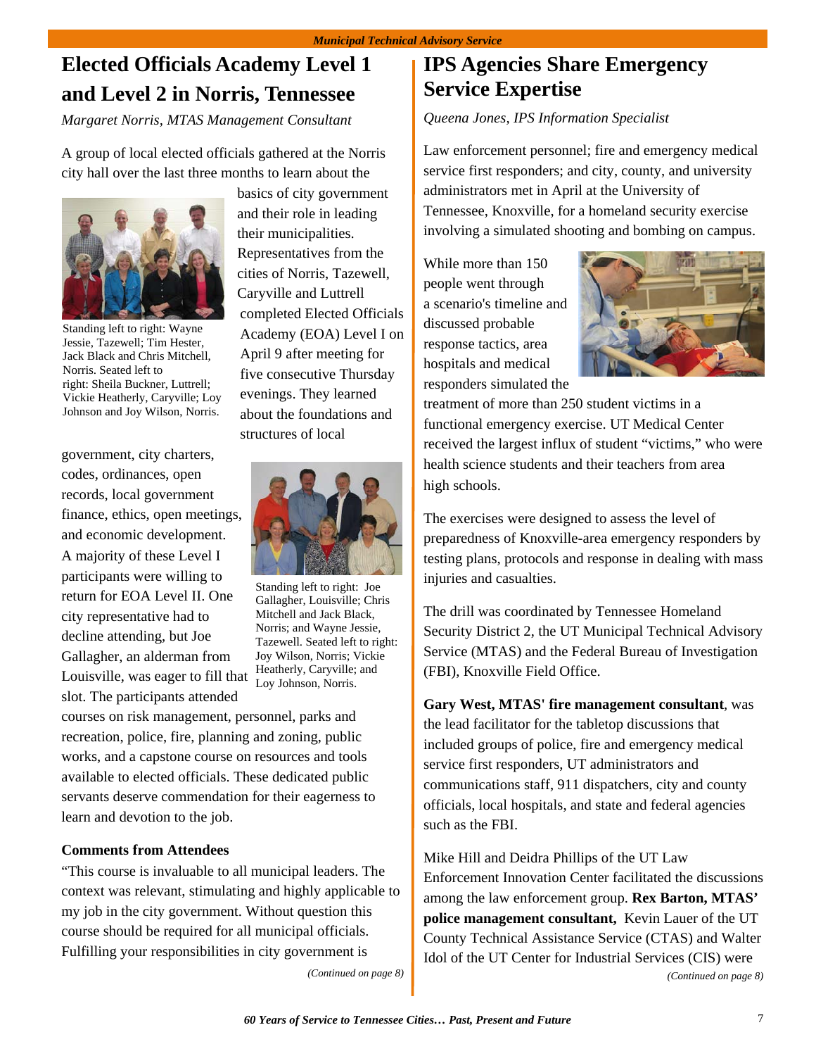# Elected Officials Academy Level 1 and Level 2 in Norris, Tennessee

*Margaret Norris, MTAS Management Consultant*

A group of local elected officials gathered at the Norris city hall over the last three months to learn about the basics of city government and their role in leading their municipalities. Representatives from the cities of Norris, Tazewell, Caryville and Luttrell completed Elected Officials Academy (EOA) Level I on April 9 after meeting for five consecutive Thursday evenings. They learned about the foundations and structures of local government, city charters, codes, ordinances, open records, local government finance, ethics, open meetings, and economic development. A majority of these Level I participants were willing to return for EOA Level II. One city representative had to decline attending, but Joe Gallagher, an alderman from Louisville, was eager to fill that slot. The participants attended courses on risk management, personnel, parks and recreation, police, fire, planning and zoning, public works, and a capstone course on resources and tools available to elected officials. These dedicated public servants deserve commendation for their eagerness to learn and devotion to the job.

Standing left to right: Wayne Jessie, Tazewell; Tim Hester, Jack Black and Chris Mitchell, Norris. Seated left to right: Sheila Buckner, Luttrell; Vickie Heatherly, Caryville; Loy Johnson and Joy Wilson, Norris.

Standing left to right: Joe Gallagher, Louisville; Chris Mitchell and Jack Black, Norris; and Wayne Jessie, Tazewell. Seated left to right: Joy Wilson, Norris; Vickie Heatherly, Caryville; and Loy Johnson, Norris.

**Comments from Attendees**

"This course is invaluable to all municipal leaders. The context was relevant, stimulating and highly applicable to my job in the city government. Without question this course should be required for all municipal officials. Fulfilling your responsibilities in city government is

*(Continued on page 8)*

# IPS Agencies Share Emergency Service Expertise

*Queena Jones, IPS Information Specialist*

Law enforcement personnel; fire and emergency medical service first responders; and city, county, and university administrators met in April at the University of Tennessee, Knoxville, for a homeland security exercise involving a simulated shooting and bombing on campus.

While more than 150 people went through a scenario's timeline and discussed probable response tactics, area hospitals and medical responders simulated the treatment of more than 250 student victims in a functional emergency exercise. UT Medical Center received the largest influx of student "victims," who were health science students and their teachers from area high schools.

The exercises were designed to assess the level of preparedness of Knoxville-area emergency responders by testing plans, protocols and response in dealing with mass injuries and casualties.

The drill was coordinated by Tennessee Homeland Security District 2, the UT Municipal Technical Advisory Service (MTAS) and the Federal Bureau of Investigation (FBI), Knoxville Field Office.

**Gary West, MTAS' fire management consultant**, was the lead facilitator for the tabletop discussions that included groups of police, fire and emergency medical service first responders, UT administrators and communications staff, 911 dispatchers, city and county officials, local hospitals, and state and federal agencies such as the FBI.

Mike Hill and Deidra Phillips of the UT Law Enforcement Innovation Center facilitated the discussions among the law enforcement group. **Rex Barton, MTAS' police management consultant,** Kevin Lauer of the UT County Technical Assistance Service (CTAS) and Walter Idol of the UT Center for Industrial Services (CIS) were

*(Continued on page 8)*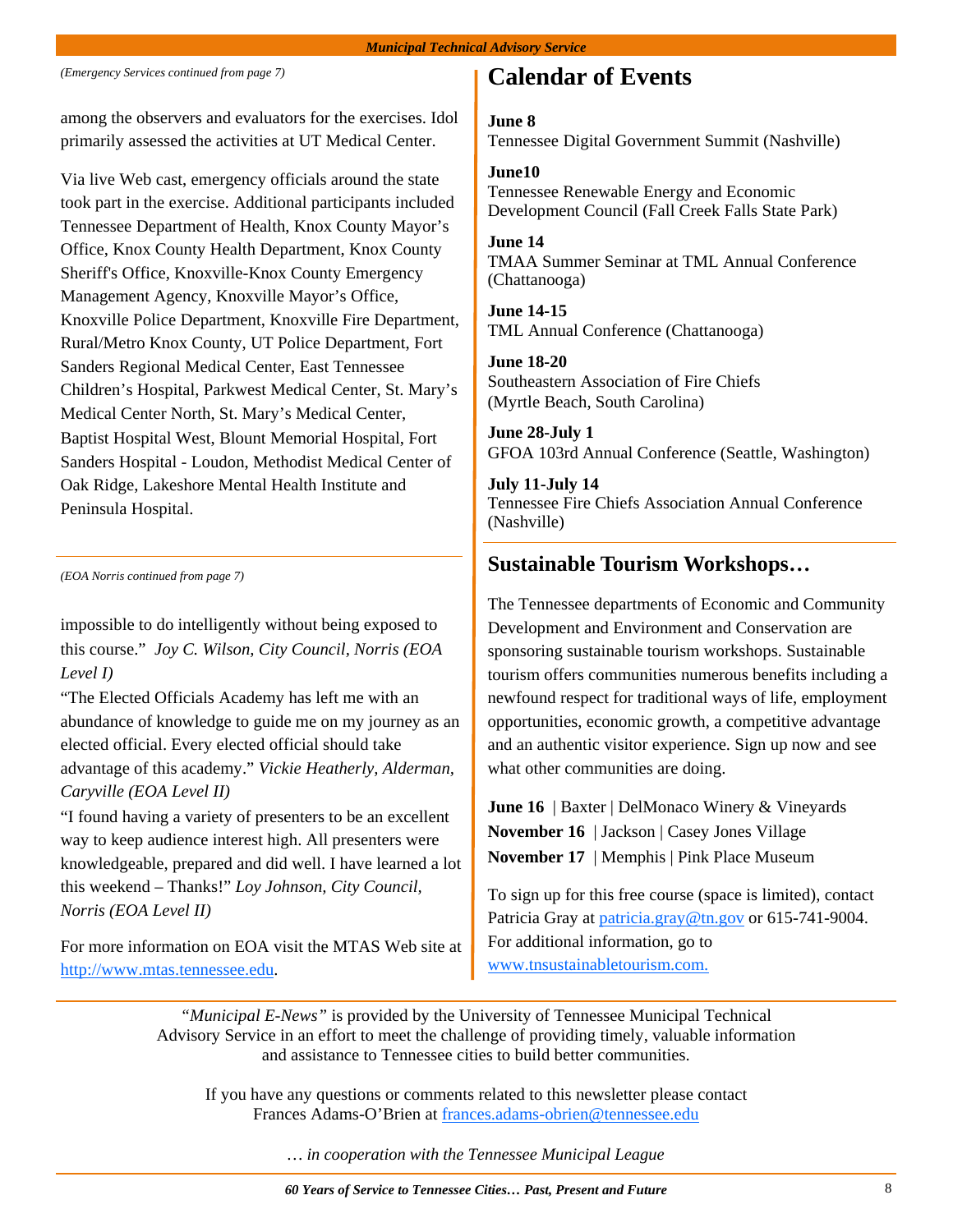*(Emergency Services continued from page 7)*

among the observers and evaluators for the exercises. Idol primarily assessed the activities at UT Medical Center.

Via live Web cast, emergency officials around the state took part in the exercise. Additional participants included Tennessee Department of Health, Knox County Mayor's Office, Knox County Health Department, Knox County Sheriff's Office, Knoxville-Knox County Emergency Management Agency, Knoxville Mayor's Office, Knoxville Police Department, Knoxville Fire Department, Rural/Metro Knox County, UT Police Department, Fort Sanders Regional Medical Center, East Tennessee Children's Hospital, Parkwest Medical Center, St. Mary's Medical Center North, St. Mary's Medical Center, Baptist Hospital West, Blount Memorial Hospital, Fort Sanders Hospital - Loudon, Methodist Medical Center of Oak Ridge, Lakeshore Mental Health Institute and Peninsula Hospital.

---

*(EOA Norris continued from page 7)*

impossible to do intelligently without being exposed to this course." *Joy C. Wilson, City Council, Norris (EOA Level I)*

"The Elected Officials Academy has left me with an abundance of knowledge to guide me on my journey as an elected official. Every elected official should take advantage of this academy." *Vickie Heatherly, Alderman, Caryville (EOA Level II)*

"I found having a variety of presenters to be an excellent way to keep audience interest high. All presenters were knowledgeable, prepared and did well. I have learned a lot this weekend – Thanks!" *Loy Johnson, City Council, Norris (EOA Level II)*

For more information on EOA visit the MTAS Web site at http://www.mtas.tennessee.edu.

# Calendar of Events

**June 8**
Tennessee Digital Government Summit (Nashville)

**June10**
Tennessee Renewable Energy and Economic Development Council (Fall Creek Falls State Park)

**June 14**
TMAA Summer Seminar at TML Annual Conference (Chattanooga)

**June 14-15**
TML Annual Conference (Chattanooga)

**June 18-20**
Southeastern Association of Fire Chiefs (Myrtle Beach, South Carolina)

**June 28-July 1**
GFOA 103rd Annual Conference (Seattle, Washington)

**July 11-July 14**
Tennessee Fire Chiefs Association Annual Conference (Nashville)

## Sustainable Tourism Workshops…

The Tennessee departments of Economic and Community Development and Environment and Conservation are sponsoring sustainable tourism workshops. Sustainable tourism offers communities numerous benefits including a newfound respect for traditional ways of life, employment opportunities, economic growth, a competitive advantage and an authentic visitor experience. Sign up now and see what other communities are doing.

**June 16** | Baxter | DelMonaco Winery & Vineyards
**November 16** | Jackson | Casey Jones Village
**November 17** | Memphis | Pink Place Museum

To sign up for this free course (space is limited), contact Patricia Gray at patricia.gray@tn.gov or 615-741-9004. For additional information, go to www.tnsustainabletourism.com.

---

*"Municipal E-News"* is provided by the University of Tennessee Municipal Technical Advisory Service in an effort to meet the challenge of providing timely, valuable information and assistance to Tennessee cities to build better communities.

If you have any questions or comments related to this newsletter please contact Frances Adams-O'Brien at frances.adams-obrien@tennessee.edu

*… in cooperation with the Tennessee Municipal League*